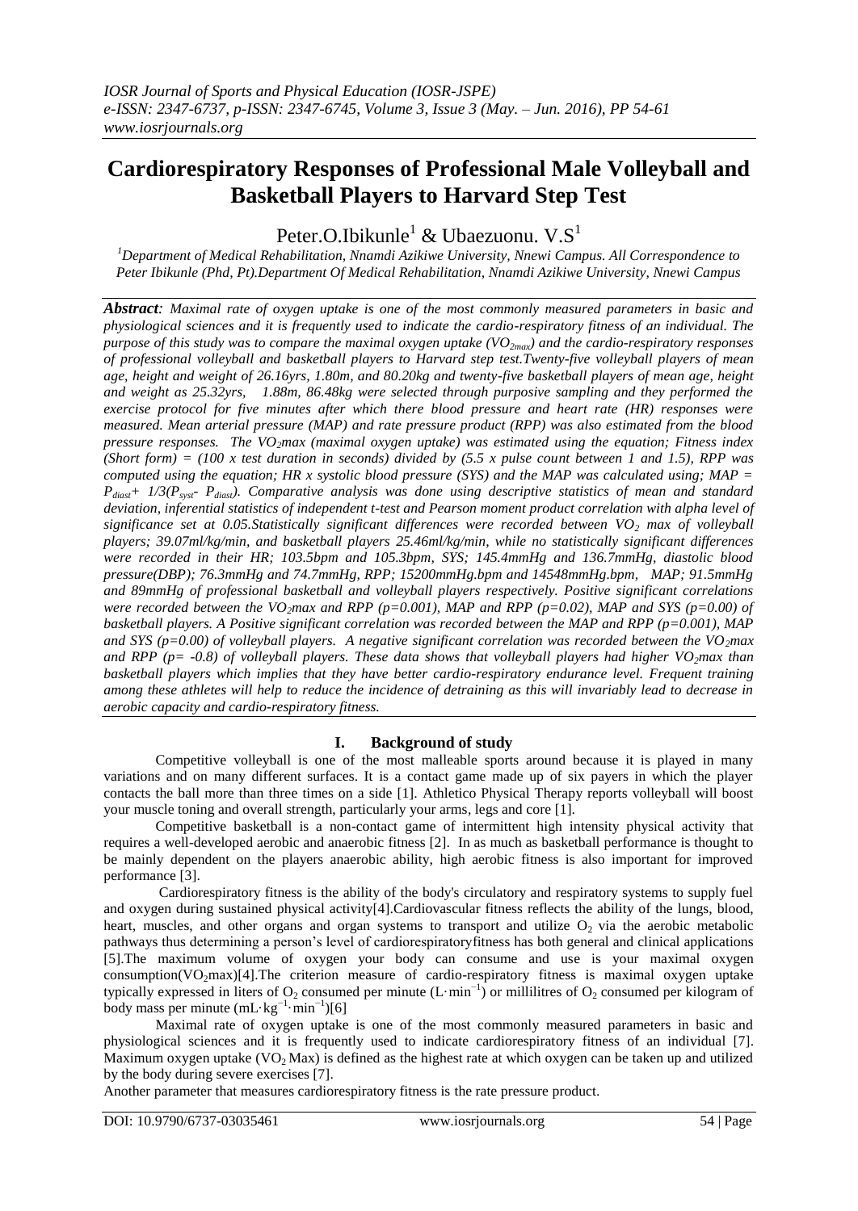# Cardiorespiratory Responses of Professional Male Volleyball and Basketball Players to Harvard Step Test

Peter.O.Ibikunle[1] & Ubaezuonu. V.S[1]

[1]Department of Medical Rehabilitation, Nnamdi Azikiwe University, Nnewi Campus. All Correspondence to Peter Ibikunle (Phd, Pt).Department Of Medical Rehabilitation, Nnamdi Azikiwe University, Nnewi Campus

***Abstract**: Maximal rate of oxygen uptake is one of the most commonly measured parameters in basic and physiological sciences and it is frequently used to indicate the cardio-respiratory fitness of an individual. The purpose of this study was to compare the maximal oxygen uptake ($VO_{2max}$) and the cardio-respiratory responses of professional volleyball and basketball players to Harvard step test.Twenty-five volleyball players of mean age, height and weight of 26.16yrs, 1.80m, and 80.20kg and twenty-five basketball players of mean age, height and weight as 25.32yrs, 1.88m, 86.48kg were selected through purposive sampling and they performed the exercise protocol for five minutes after which there blood pressure and heart rate (HR) responses were measured. Mean arterial pressure (MAP) and rate pressure product (RPP) was also estimated from the blood pressure responses. The $VO_2max$ (maximal oxygen uptake) was estimated using the equation; Fitness index (Short form) = (100 x test duration in seconds) divided by (5.5 x pulse count between 1 and 1.5), RPP was computed using the equation; HR x systolic blood pressure (SYS) and the MAP was calculated using; $MAP = P_{diast} + 1/3(P_{syst} - P_{diast})$. Comparative analysis was done using descriptive statistics of mean and standard deviation, inferential statistics of independent t-test and Pearson moment product correlation with alpha level of significance set at 0.05.Statistically significant differences were recorded between $VO_2$ max of volleyball players; 39.07ml/kg/min, and basketball players 25.46ml/kg/min, while no statistically significant differences were recorded in their HR; 103.5bpm and 105.3bpm, SYS; 145.4mmHg and 136.7mmHg, diastolic blood pressure(DBP); 76.3mmHg and 74.7mmHg, RPP; 15200mmHg.bpm and 14548mmHg.bpm, MAP; 91.5mmHg and 89mmHg of professional basketball and volleyball players respectively. Positive significant correlations were recorded between the $VO_2max$ and RPP (p=0.001), MAP and RPP (p=0.02), MAP and SYS (p=0.00) of basketball players. A Positive significant correlation was recorded between the MAP and RPP (p=0.001), MAP and SYS (p=0.00) of volleyball players. A negative significant correlation was recorded between the $VO_2max$ and RPP (p= -0.8) of volleyball players. These data shows that volleyball players had higher $VO_2max$ than basketball players which implies that they have better cardio-respiratory endurance level. Frequent training among these athletes will help to reduce the incidence of detraining as this will invariably lead to decrease in aerobic capacity and cardio-respiratory fitness.*

## I. Background of study

Competitive volleyball is one of the most malleable sports around because it is played in many variations and on many different surfaces. It is a contact game made up of six payers in which the player contacts the ball more than three times on a side [1]. Athletico Physical Therapy reports volleyball will boost your muscle toning and overall strength, particularly your arms, legs and core [1].

Competitive basketball is a non-contact game of intermittent high intensity physical activity that requires a well-developed aerobic and anaerobic fitness [2]. In as much as basketball performance is thought to be mainly dependent on the players anaerobic ability, high aerobic fitness is also important for improved performance [3].

Cardiorespiratory fitness is the ability of the body's circulatory and respiratory systems to supply fuel and oxygen during sustained physical activity[4].Cardiovascular fitness reflects the ability of the lungs, blood, heart, muscles, and other organs and organ systems to transport and utilize $O_2$ via the aerobic metabolic pathways thus determining a person's level of cardiorespiratoryfitness has both general and clinical applications [5].The maximum volume of oxygen your body can consume and use is your maximal oxygen consumption($VO_2$max)[4].The criterion measure of cardio-respiratory fitness is maximal oxygen uptake typically expressed in liters of $O_2$ consumed per minute ($L \cdot min^{-1}$) or millilitres of $O_2$ consumed per kilogram of body mass per minute ($mL \cdot kg^{-1} \cdot min^{-1}$)[6]

Maximal rate of oxygen uptake is one of the most commonly measured parameters in basic and physiological sciences and it is frequently used to indicate cardiorespiratory fitness of an individual [7]. Maximum oxygen uptake ($VO_2$ Max) is defined as the highest rate at which oxygen can be taken up and utilized by the body during severe exercises [7].

Another parameter that measures cardiorespiratory fitness is the rate pressure product.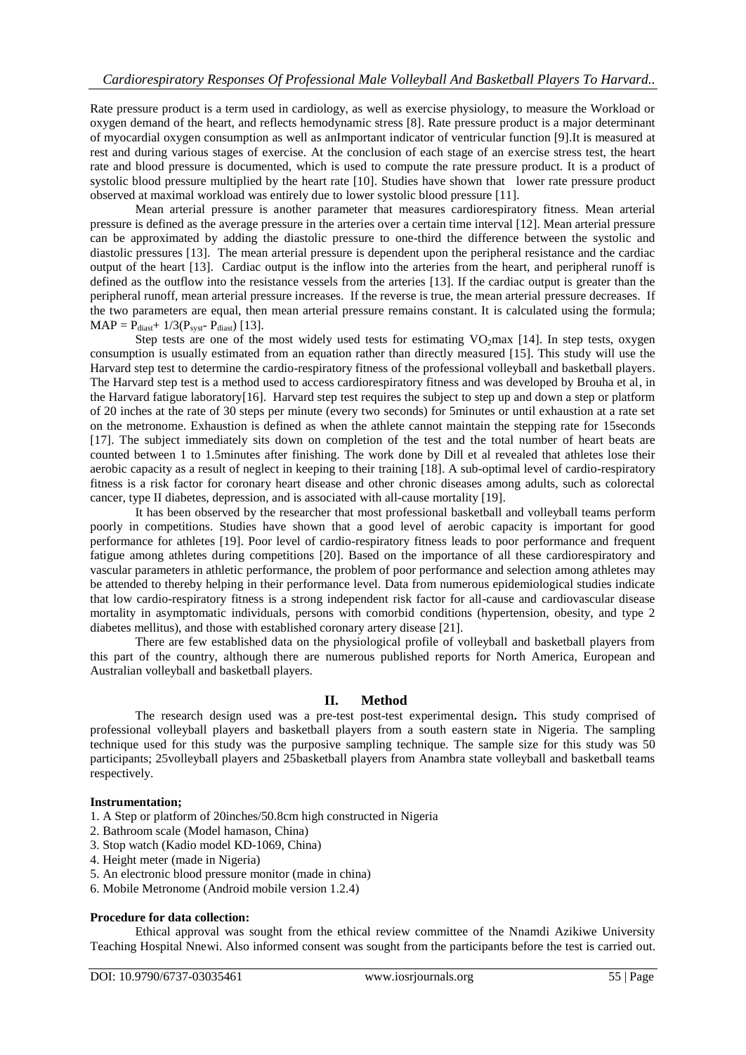Rate pressure product is a term used in cardiology, as well as exercise physiology, to measure the Workload or oxygen demand of the heart, and reflects hemodynamic stress [8]. Rate pressure product is a major determinant of myocardial oxygen consumption as well as anImportant indicator of ventricular function [9].It is measured at rest and during various stages of exercise. At the conclusion of each stage of an exercise stress test, the heart rate and blood pressure is documented, which is used to compute the rate pressure product. It is a product of systolic blood pressure multiplied by the heart rate [10]. Studies have shown that lower rate pressure product observed at maximal workload was entirely due to lower systolic blood pressure [11].

Mean arterial pressure is another parameter that measures cardiorespiratory fitness. Mean arterial pressure is defined as the average pressure in the arteries over a certain time interval [12]. Mean arterial pressure can be approximated by adding the diastolic pressure to one-third the difference between the systolic and diastolic pressures [13]. The mean arterial pressure is dependent upon the peripheral resistance and the cardiac output of the heart [13]. Cardiac output is the inflow into the arteries from the heart, and peripheral runoff is defined as the outflow into the resistance vessels from the arteries [13]. If the cardiac output is greater than the peripheral runoff, mean arterial pressure increases. If the reverse is true, the mean arterial pressure decreases. If the two parameters are equal, then mean arterial pressure remains constant. It is calculated using the formula; $MAP = P_{diast} + 1/3(P_{syst} - P_{diast})$ [13].

Step tests are one of the most widely used tests for estimating $VO_2max$ [14]. In step tests, oxygen consumption is usually estimated from an equation rather than directly measured [15]. This study will use the Harvard step test to determine the cardio-respiratory fitness of the professional volleyball and basketball players. The Harvard step test is a method used to access cardiorespiratory fitness and was developed by Brouha et al, in the Harvard fatigue laboratory[16]. Harvard step test requires the subject to step up and down a step or platform of 20 inches at the rate of 30 steps per minute (every two seconds) for 5minutes or until exhaustion at a rate set on the metronome. Exhaustion is defined as when the athlete cannot maintain the stepping rate for 15seconds [17]. The subject immediately sits down on completion of the test and the total number of heart beats are counted between 1 to 1.5minutes after finishing. The work done by Dill et al revealed that athletes lose their aerobic capacity as a result of neglect in keeping to their training [18]. A sub-optimal level of cardio-respiratory fitness is a risk factor for coronary heart disease and other chronic diseases among adults, such as colorectal cancer, type II diabetes, depression, and is associated with all-cause mortality [19].

It has been observed by the researcher that most professional basketball and volleyball teams perform poorly in competitions. Studies have shown that a good level of aerobic capacity is important for good performance for athletes [19]. Poor level of cardio-respiratory fitness leads to poor performance and frequent fatigue among athletes during competitions [20]. Based on the importance of all these cardiorespiratory and vascular parameters in athletic performance, the problem of poor performance and selection among athletes may be attended to thereby helping in their performance level. Data from numerous epidemiological studies indicate that low cardio-respiratory fitness is a strong independent risk factor for all-cause and cardiovascular disease mortality in asymptomatic individuals, persons with comorbid conditions (hypertension, obesity, and type 2 diabetes mellitus), and those with established coronary artery disease [21].

There are few established data on the physiological profile of volleyball and basketball players from this part of the country, although there are numerous published reports for North America, European and Australian volleyball and basketball players.

## II. Method

The research design used was a pre-test post-test experimental design**.** This study comprised of professional volleyball players and basketball players from a south eastern state in Nigeria. The sampling technique used for this study was the purposive sampling technique. The sample size for this study was 50 participants; 25volleyball players and 25basketball players from Anambra state volleyball and basketball teams respectively.

**Instrumentation;**

1. A Step or platform of 20inches/50.8cm high constructed in Nigeria
2. Bathroom scale (Model hamason, China)
3. Stop watch (Kadio model KD-1069, China)
4. Height meter (made in Nigeria)
5. An electronic blood pressure monitor (made in china)
6. Mobile Metronome (Android mobile version 1.2.4)

**Procedure for data collection:**

Ethical approval was sought from the ethical review committee of the Nnamdi Azikiwe University Teaching Hospital Nnewi. Also informed consent was sought from the participants before the test is carried out.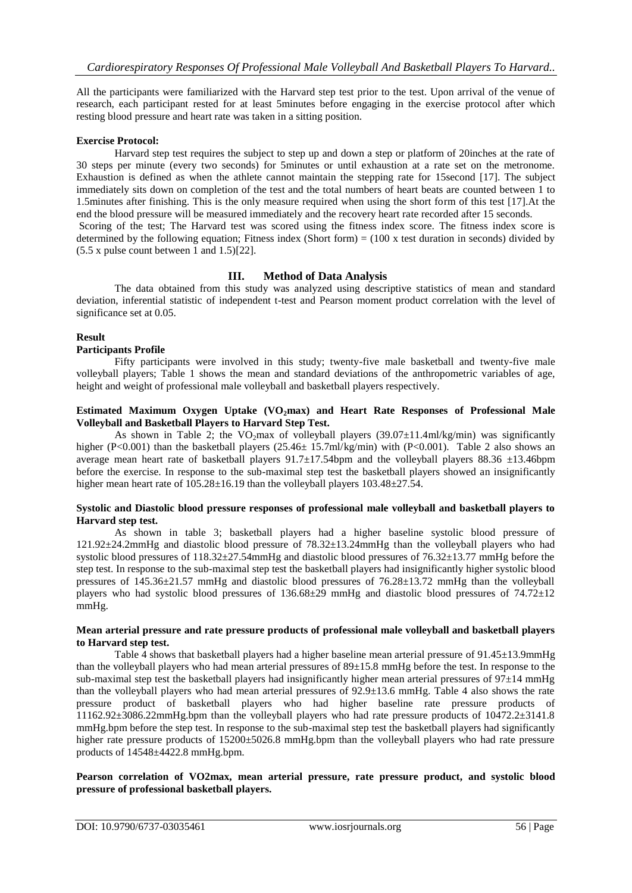All the participants were familiarized with the Harvard step test prior to the test. Upon arrival of the venue of research, each participant rested for at least 5minutes before engaging in the exercise protocol after which resting blood pressure and heart rate was taken in a sitting position.

**Exercise Protocol:**

Harvard step test requires the subject to step up and down a step or platform of 20inches at the rate of 30 steps per minute (every two seconds) for 5minutes or until exhaustion at a rate set on the metronome. Exhaustion is defined as when the athlete cannot maintain the stepping rate for 15second [17]. The subject immediately sits down on completion of the test and the total numbers of heart beats are counted between 1 to 1.5minutes after finishing. This is the only measure required when using the short form of this test [17].At the end the blood pressure will be measured immediately and the recovery heart rate recorded after 15 seconds.

Scoring of the test; The Harvard test was scored using the fitness index score. The fitness index score is determined by the following equation; Fitness index (Short form) = (100 x test duration in seconds) divided by (5.5 x pulse count between 1 and 1.5)[22].

## III. Method of Data Analysis

The data obtained from this study was analyzed using descriptive statistics of mean and standard deviation, inferential statistic of independent t-test and Pearson moment product correlation with the level of significance set at 0.05.

**Result**

**Participants Profile**

Fifty participants were involved in this study; twenty-five male basketball and twenty-five male volleyball players; Table 1 shows the mean and standard deviations of the anthropometric variables of age, height and weight of professional male volleyball and basketball players respectively.

**Estimated Maximum Oxygen Uptake ($VO_2$max) and Heart Rate Responses of Professional Male Volleyball and Basketball Players to Harvard Step Test.**

As shown in Table 2; the $VO_2$max of volleyball players (39.07±11.4ml/kg/min) was significantly higher ($P<0.001$) than the basketball players (25.46± 15.7ml/kg/min) with ($P<0.001$). Table 2 also shows an average mean heart rate of basketball players 91.7±17.54bpm and the volleyball players 88.36 ±13.46bpm before the exercise. In response to the sub-maximal step test the basketball players showed an insignificantly higher mean heart rate of 105.28±16.19 than the volleyball players 103.48±27.54.

**Systolic and Diastolic blood pressure responses of professional male volleyball and basketball players to Harvard step test.**

As shown in table 3; basketball players had a higher baseline systolic blood pressure of 121.92±24.2mmHg and diastolic blood pressure of 78.32±13.24mmHg than the volleyball players who had systolic blood pressures of 118.32±27.54mmHg and diastolic blood pressures of 76.32±13.77 mmHg before the step test. In response to the sub-maximal step test the basketball players had insignificantly higher systolic blood pressures of 145.36±21.57 mmHg and diastolic blood pressures of 76.28±13.72 mmHg than the volleyball players who had systolic blood pressures of 136.68±29 mmHg and diastolic blood pressures of 74.72±12 mmHg.

**Mean arterial pressure and rate pressure products of professional male volleyball and basketball players to Harvard step test.**

Table 4 shows that basketball players had a higher baseline mean arterial pressure of 91.45±13.9mmHg than the volleyball players who had mean arterial pressures of 89±15.8 mmHg before the test. In response to the sub-maximal step test the basketball players had insignificantly higher mean arterial pressures of 97±14 mmHg than the volleyball players who had mean arterial pressures of 92.9±13.6 mmHg. Table 4 also shows the rate pressure product of basketball players who had higher baseline rate pressure products of 11162.92±3086.22mmHg.bpm than the volleyball players who had rate pressure products of 10472.2±3141.8 mmHg.bpm before the step test. In response to the sub-maximal step test the basketball players had significantly higher rate pressure products of 15200±5026.8 mmHg.bpm than the volleyball players who had rate pressure products of 14548±4422.8 mmHg.bpm.

**Pearson correlation of VO2max, mean arterial pressure, rate pressure product, and systolic blood pressure of professional basketball players.**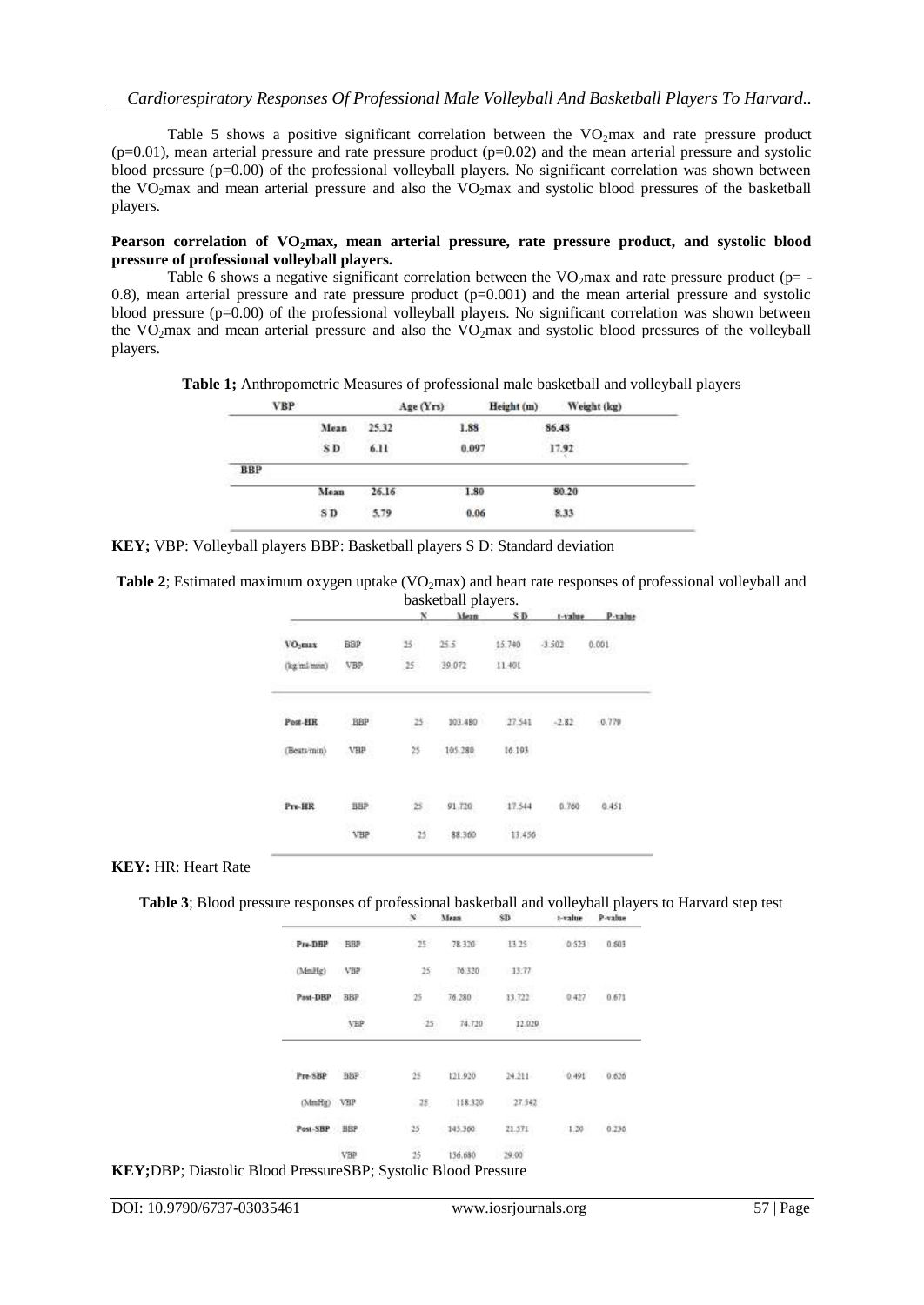Table 5 shows a positive significant correlation between the $VO_2$max and rate pressure product ($p=0.01$), mean arterial pressure and rate pressure product ($p=0.02$) and the mean arterial pressure and systolic blood pressure ($p=0.00$) of the professional volleyball players. No significant correlation was shown between the $VO_2$max and mean arterial pressure and also the $VO_2$max and systolic blood pressures of the basketball players.

**Pearson correlation of $VO_2$max, mean arterial pressure, rate pressure product, and systolic blood pressure of professional volleyball players.**

Table 6 shows a negative significant correlation between the $VO_2$max and rate pressure product ($p= -0.8$), mean arterial pressure and rate pressure product ($p=0.001$) and the mean arterial pressure and systolic blood pressure ($p=0.00$) of the professional volleyball players. No significant correlation was shown between the $VO_2$max and mean arterial pressure and also the $VO_2$max and systolic blood pressures of the volleyball players.

**Table 1;** Anthropometric Measures of professional male basketball and volleyball players

| VBP | | Age (Yrs) | Height (m) | Weight (kg) |
|---|---|---|---|---|
| | Mean | 25.32 | 1.88 | 86.48 |
| | S D | 6.11 | 0.097 | 17.92 |
| BBP | | | | |
| | Mean | 26.16 | 1.80 | 80.20 |
| | S D | 5.79 | 0.06 | 8.33 |

**KEY;** VBP: Volleyball players BBP: Basketball players S D: Standard deviation

**Table 2**; Estimated maximum oxygen uptake ($VO_2$max) and heart rate responses of professional volleyball and basketball players.

| | | N | Mean | S D | t-value | P-value |
|---|---|---|---|---|---|---|
| $VO_2$max | BBP | 25 | 25.5 | 15.740 | -3.502 | 0.001 |
| (kg/ml/min) | VBP | 25 | 39.072 | 11.401 | | |
| Post-HR | BBP | 25 | 103.480 | 27.541 | -2.82 | 0.779 |
| (Beats/min) | VBP | 25 | 105.280 | 16.193 | | |
| Pre-HR | BBP | 25 | 91.720 | 17.544 | 0.760 | 0.451 |
| | VBP | 25 | 88.360 | 13.456 | | |

**KEY:** HR: Heart Rate

**Table 3**; Blood pressure responses of professional basketball and volleyball players to Harvard step test

| | | N | Mean | SD | t-value | P-value |
|---|---|---|---|---|---|---|
| Pre-DBP | BBP | 25 | 78.320 | 13.25 | 0.523 | 0.603 |
| (MmHg) | VBP | 25 | 76.320 | 13.77 | | |
| Post-DBP | BBP | 25 | 76.280 | 13.722 | 0.427 | 0.671 |
| | VBP | 25 | 74.720 | 12.020 | | |
| Pre-SBP | BBP | 25 | 121.920 | 24.211 | 0.491 | 0.626 |
| (MmHg) | VBP | 25 | 118.320 | 27.542 | | |
| Post-SBP | BBP | 25 | 145.360 | 21.571 | 1.20 | 0.236 |
| | VBP | 25 | 136.680 | 29.00 | | |

**KEY;**DBP; Diastolic Blood PressureSBP; Systolic Blood Pressure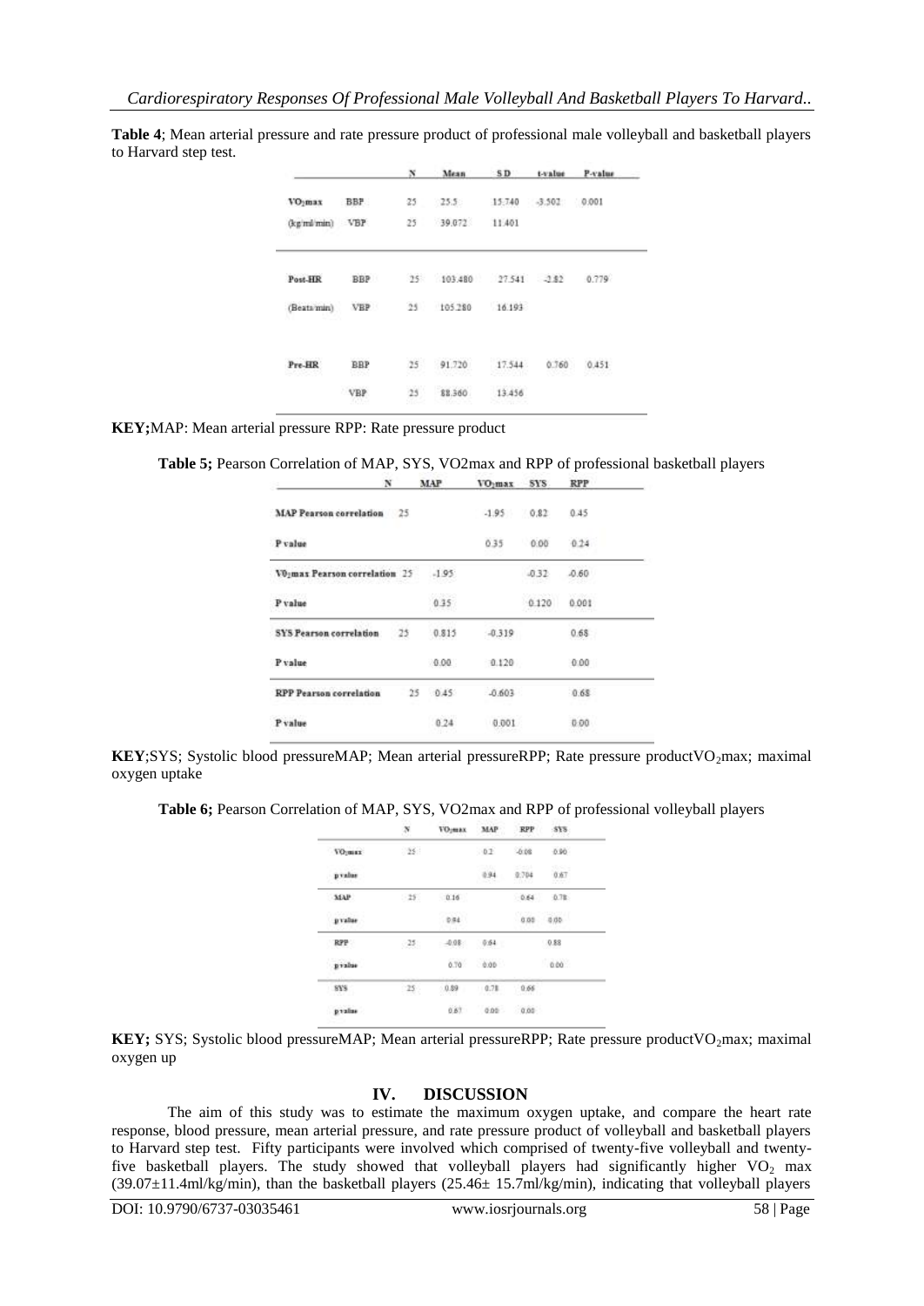**Table 4**; Mean arterial pressure and rate pressure product of professional male volleyball and basketball players to Harvard step test.

| | | N | Mean | S.D | t-value | P-value |
|---|---|---|---|---|---|---|
| $VO_2max$ | BBP | 25 | 25.5 | 15.740 | -3.502 | 0.001 |
| (kg/ml/min) | VBP | 25 | 39.072 | 11.401 | | |
| Post-HR | BBP | 25 | 103.480 | 27.541 | -2.82 | 0.779 |
| (Beats/min) | VBP | 25 | 105.280 | 16.193 | | |
| Pre-HR | BBP | 25 | 91.720 | 17.544 | 0.760 | 0.451 |
| | VBP | 25 | 88.360 | 13.456 | | |

**KEY;**MAP: Mean arterial pressure RPP: Rate pressure product

**Table 5;** Pearson Correlation of MAP, SYS, VO2max and RPP of professional basketball players

| | N | MAP | $VO_2max$ | SYS | RPP |
|---|---|---|---|---|---|
| **MAP Pearson correlation** | 25 | | -1.95 | 0.82 | 0.45 |
| **P value** | | | 0.35 | 0.00 | 0.24 |
| **$V0_2max$ Pearson correlation** | 25 | -1.95 | | -0.32 | -0.60 |
| **P value** | | 0.35 | | 0.120 | 0.001 |
| **SYS Pearson correlation** | 25 | 0.815 | -0.319 | | 0.68 |
| **P value** | | 0.00 | 0.120 | | 0.00 |
| **RPP Pearson correlation** | 25 | 0.45 | -0.603 | | 0.68 |
| **P value** | | 0.24 | 0.001 | | 0.00 |

**KEY**;SYS; Systolic blood pressureMAP; Mean arterial pressureRPP; Rate pressure product$VO_2max$; maximal oxygen uptake

**Table 6;** Pearson Correlation of MAP, SYS, VO2max and RPP of professional volleyball players

| | N | $VO_2max$ | MAP | RPP | SYS |
|---|---|---|---|---|---|
| $VO_2max$ | 25 | | 0.2 | -0.08 | 0.90 |
| p value | | | 0.94 | 0.704 | 0.67 |
| MAP | 25 | 0.16 | | 0.64 | 0.78 |
| p value | | 0.94 | | 0.00 | 0.00 |
| RPP | 25 | -0.08 | 0.64 | | 0.88 |
| p value | | 0.70 | 0.00 | | 0.00 |
| SYS | 25 | 0.89 | 0.78 | 0.66 | |
| p value | | 0.67 | 0.00 | 0.00 | |

**KEY;** SYS; Systolic blood pressureMAP; Mean arterial pressureRPP; Rate pressure product$VO_2max$; maximal oxygen up

## IV. DISCUSSION

The aim of this study was to estimate the maximum oxygen uptake, and compare the heart rate response, blood pressure, mean arterial pressure, and rate pressure product of volleyball and basketball players to Harvard step test. Fifty participants were involved which comprised of twenty-five volleyball and twenty-five basketball players. The study showed that volleyball players had significantly higher $VO_2$ max ($39.07\pm11.4$ml/kg/min), than the basketball players ($25.46\pm$ 15.7ml/kg/min), indicating that volleyball players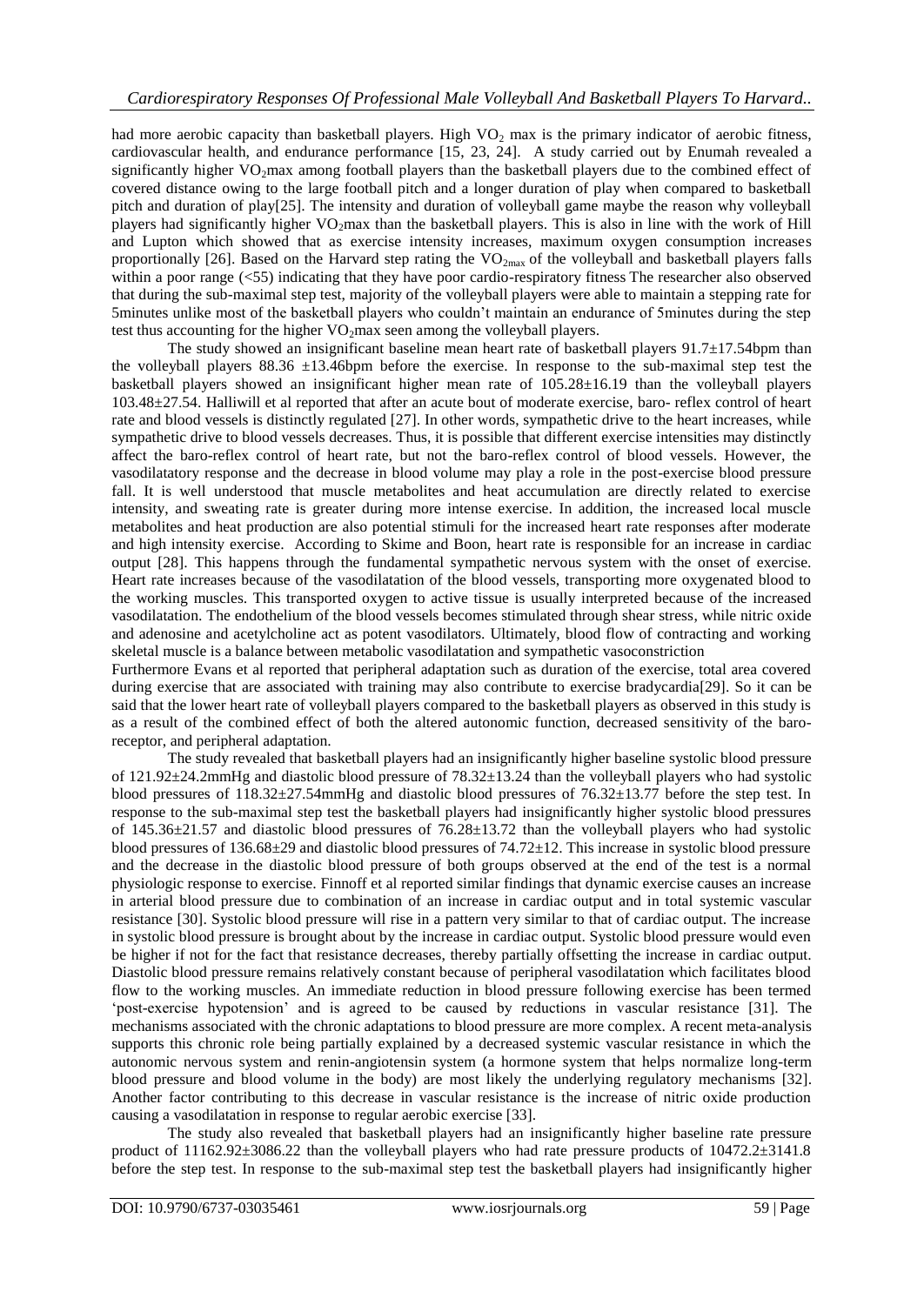had more aerobic capacity than basketball players. High $VO_2$ max is the primary indicator of aerobic fitness, cardiovascular health, and endurance performance [15, 23, 24]. A study carried out by Enumah revealed a significantly higher $VO_2$max among football players than the basketball players due to the combined effect of covered distance owing to the large football pitch and a longer duration of play when compared to basketball pitch and duration of play[25]. The intensity and duration of volleyball game maybe the reason why volleyball players had significantly higher $VO_2$max than the basketball players. This is also in line with the work of Hill and Lupton which showed that as exercise intensity increases, maximum oxygen consumption increases proportionally [26]. Based on the Harvard step rating the $VO_{2max}$ of the volleyball and basketball players falls within a poor range (<55) indicating that they have poor cardio-respiratory fitness The researcher also observed that during the sub-maximal step test, majority of the volleyball players were able to maintain a stepping rate for 5minutes unlike most of the basketball players who couldn't maintain an endurance of 5minutes during the step test thus accounting for the higher $VO_2$max seen among the volleyball players.

The study showed an insignificant baseline mean heart rate of basketball players 91.7±17.54bpm than the volleyball players 88.36 ±13.46bpm before the exercise. In response to the sub-maximal step test the basketball players showed an insignificant higher mean rate of 105.28±16.19 than the volleyball players 103.48±27.54. Halliwill et al reported that after an acute bout of moderate exercise, baro- reflex control of heart rate and blood vessels is distinctly regulated [27]. In other words, sympathetic drive to the heart increases, while sympathetic drive to blood vessels decreases. Thus, it is possible that different exercise intensities may distinctly affect the baro-reflex control of heart rate, but not the baro-reflex control of blood vessels. However, the vasodilatatory response and the decrease in blood volume may play a role in the post-exercise blood pressure fall. It is well understood that muscle metabolites and heat accumulation are directly related to exercise intensity, and sweating rate is greater during more intense exercise. In addition, the increased local muscle metabolites and heat production are also potential stimuli for the increased heart rate responses after moderate and high intensity exercise. According to Skime and Boon, heart rate is responsible for an increase in cardiac output [28]. This happens through the fundamental sympathetic nervous system with the onset of exercise. Heart rate increases because of the vasodilatation of the blood vessels, transporting more oxygenated blood to the working muscles. This transported oxygen to active tissue is usually interpreted because of the increased vasodilatation. The endothelium of the blood vessels becomes stimulated through shear stress, while nitric oxide and adenosine and acetylcholine act as potent vasodilators. Ultimately, blood flow of contracting and working skeletal muscle is a balance between metabolic vasodilatation and sympathetic vasoconstriction

Furthermore Evans et al reported that peripheral adaptation such as duration of the exercise, total area covered during exercise that are associated with training may also contribute to exercise bradycardia[29]. So it can be said that the lower heart rate of volleyball players compared to the basketball players as observed in this study is as a result of the combined effect of both the altered autonomic function, decreased sensitivity of the baro-receptor, and peripheral adaptation.

The study revealed that basketball players had an insignificantly higher baseline systolic blood pressure of 121.92±24.2mmHg and diastolic blood pressure of 78.32±13.24 than the volleyball players who had systolic blood pressures of 118.32±27.54mmHg and diastolic blood pressures of 76.32±13.77 before the step test. In response to the sub-maximal step test the basketball players had insignificantly higher systolic blood pressures of 145.36±21.57 and diastolic blood pressures of 76.28±13.72 than the volleyball players who had systolic blood pressures of 136.68±29 and diastolic blood pressures of 74.72±12. This increase in systolic blood pressure and the decrease in the diastolic blood pressure of both groups observed at the end of the test is a normal physiologic response to exercise. Finnoff et al reported similar findings that dynamic exercise causes an increase in arterial blood pressure due to combination of an increase in cardiac output and in total systemic vascular resistance [30]. Systolic blood pressure will rise in a pattern very similar to that of cardiac output. The increase in systolic blood pressure is brought about by the increase in cardiac output. Systolic blood pressure would even be higher if not for the fact that resistance decreases, thereby partially offsetting the increase in cardiac output. Diastolic blood pressure remains relatively constant because of peripheral vasodilatation which facilitates blood flow to the working muscles. An immediate reduction in blood pressure following exercise has been termed 'post-exercise hypotension' and is agreed to be caused by reductions in vascular resistance [31]. The mechanisms associated with the chronic adaptations to blood pressure are more complex. A recent meta-analysis supports this chronic role being partially explained by a decreased systemic vascular resistance in which the autonomic nervous system and renin-angiotensin system (a hormone system that helps normalize long-term blood pressure and blood volume in the body) are most likely the underlying regulatory mechanisms [32]. Another factor contributing to this decrease in vascular resistance is the increase of nitric oxide production causing a vasodilatation in response to regular aerobic exercise [33].

The study also revealed that basketball players had an insignificantly higher baseline rate pressure product of 11162.92±3086.22 than the volleyball players who had rate pressure products of 10472.2±3141.8 before the step test. In response to the sub-maximal step test the basketball players had insignificantly higher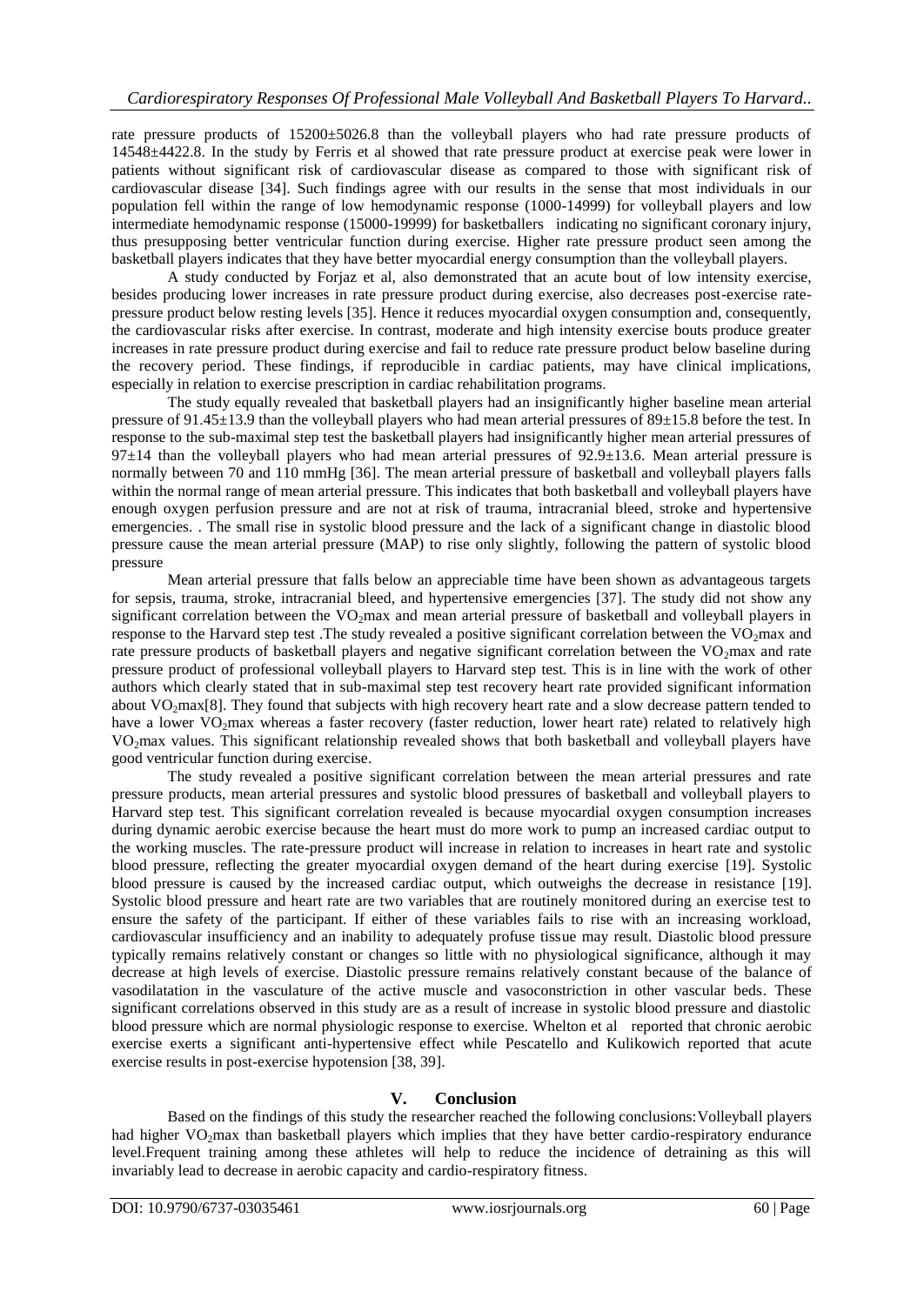rate pressure products of 15200±5026.8 than the volleyball players who had rate pressure products of 14548±4422.8. In the study by Ferris et al showed that rate pressure product at exercise peak were lower in patients without significant risk of cardiovascular disease as compared to those with significant risk of cardiovascular disease [34]. Such findings agree with our results in the sense that most individuals in our population fell within the range of low hemodynamic response (1000-14999) for volleyball players and low intermediate hemodynamic response (15000-19999) for basketballers indicating no significant coronary injury, thus presupposing better ventricular function during exercise. Higher rate pressure product seen among the basketball players indicates that they have better myocardial energy consumption than the volleyball players.

A study conducted by Forjaz et al, also demonstrated that an acute bout of low intensity exercise, besides producing lower increases in rate pressure product during exercise, also decreases post-exercise rate-pressure product below resting levels [35]. Hence it reduces myocardial oxygen consumption and, consequently, the cardiovascular risks after exercise. In contrast, moderate and high intensity exercise bouts produce greater increases in rate pressure product during exercise and fail to reduce rate pressure product below baseline during the recovery period. These findings, if reproducible in cardiac patients, may have clinical implications, especially in relation to exercise prescription in cardiac rehabilitation programs.

The study equally revealed that basketball players had an insignificantly higher baseline mean arterial pressure of 91.45±13.9 than the volleyball players who had mean arterial pressures of 89±15.8 before the test. In response to the sub-maximal step test the basketball players had insignificantly higher mean arterial pressures of 97±14 than the volleyball players who had mean arterial pressures of 92.9±13.6. Mean arterial pressure is normally between 70 and 110 mmHg [36]. The mean arterial pressure of basketball and volleyball players falls within the normal range of mean arterial pressure. This indicates that both basketball and volleyball players have enough oxygen perfusion pressure and are not at risk of trauma, intracranial bleed, stroke and hypertensive emergencies. . The small rise in systolic blood pressure and the lack of a significant change in diastolic blood pressure cause the mean arterial pressure (MAP) to rise only slightly, following the pattern of systolic blood pressure

Mean arterial pressure that falls below an appreciable time have been shown as advantageous targets for sepsis, trauma, stroke, intracranial bleed, and hypertensive emergencies [37]. The study did not show any significant correlation between the $VO_2$max and mean arterial pressure of basketball and volleyball players in response to the Harvard step test .The study revealed a positive significant correlation between the $VO_2$max and rate pressure products of basketball players and negative significant correlation between the $VO_2$max and rate pressure product of professional volleyball players to Harvard step test. This is in line with the work of other authors which clearly stated that in sub-maximal step test recovery heart rate provided significant information about $VO_2$max[8]. They found that subjects with high recovery heart rate and a slow decrease pattern tended to have a lower $VO_2$max whereas a faster recovery (faster reduction, lower heart rate) related to relatively high $VO_2$max values. This significant relationship revealed shows that both basketball and volleyball players have good ventricular function during exercise.

The study revealed a positive significant correlation between the mean arterial pressures and rate pressure products, mean arterial pressures and systolic blood pressures of basketball and volleyball players to Harvard step test. This significant correlation revealed is because myocardial oxygen consumption increases during dynamic aerobic exercise because the heart must do more work to pump an increased cardiac output to the working muscles. The rate-pressure product will increase in relation to increases in heart rate and systolic blood pressure, reflecting the greater myocardial oxygen demand of the heart during exercise [19]. Systolic blood pressure is caused by the increased cardiac output, which outweighs the decrease in resistance [19]. Systolic blood pressure and heart rate are two variables that are routinely monitored during an exercise test to ensure the safety of the participant. If either of these variables fails to rise with an increasing workload, cardiovascular insufficiency and an inability to adequately profuse tissue may result. Diastolic blood pressure typically remains relatively constant or changes so little with no physiological significance, although it may decrease at high levels of exercise. Diastolic pressure remains relatively constant because of the balance of vasodilatation in the vasculature of the active muscle and vasoconstriction in other vascular beds. These significant correlations observed in this study are as a result of increase in systolic blood pressure and diastolic blood pressure which are normal physiologic response to exercise. Whelton et al reported that chronic aerobic exercise exerts a significant anti-hypertensive effect while Pescatello and Kulikowich reported that acute exercise results in post-exercise hypotension [38, 39].

## V. Conclusion

Based on the findings of this study the researcher reached the following conclusions:Volleyball players had higher $VO_2$max than basketball players which implies that they have better cardio-respiratory endurance level.Frequent training among these athletes will help to reduce the incidence of detraining as this will invariably lead to decrease in aerobic capacity and cardio-respiratory fitness.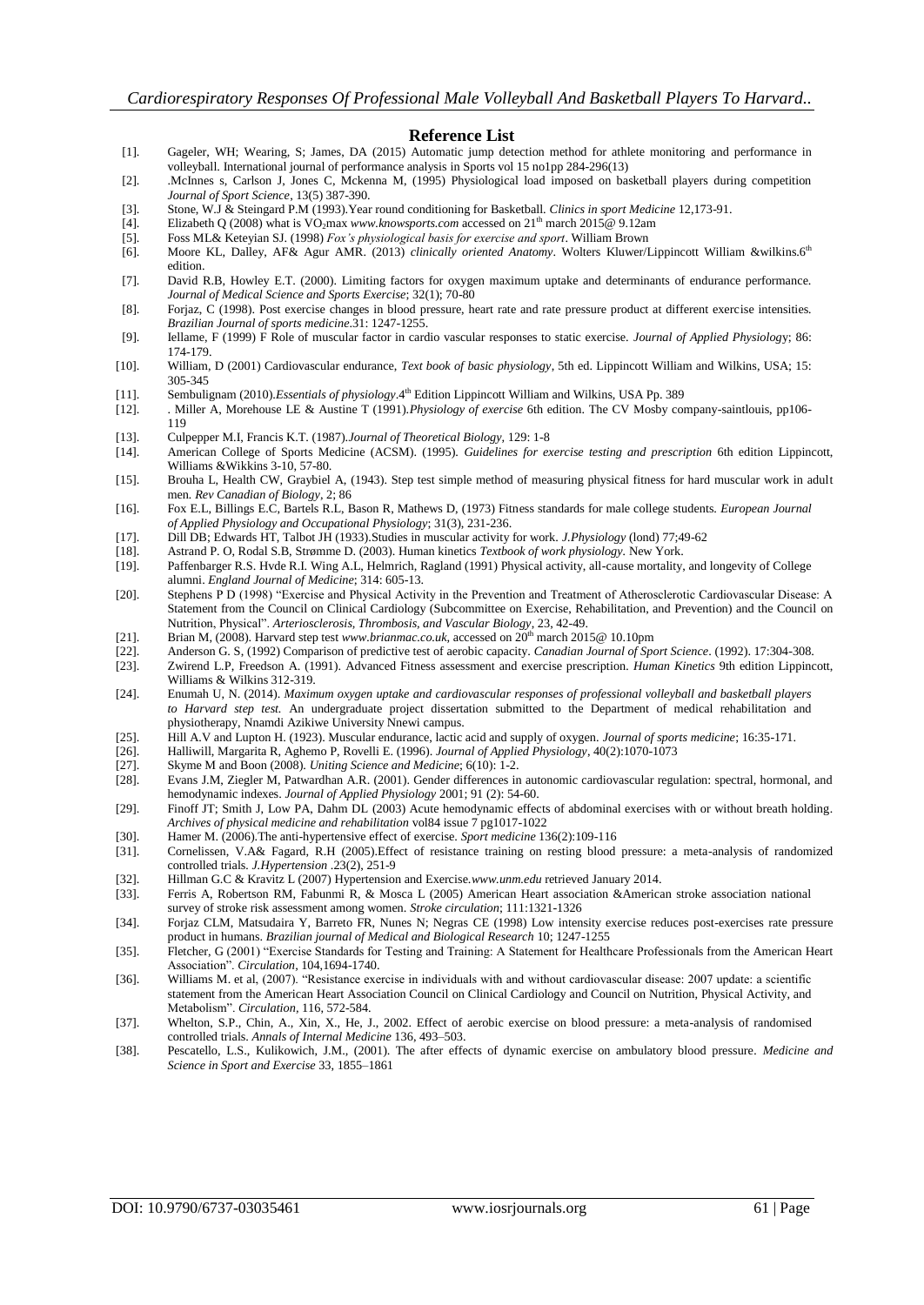## Reference List

[1]. Gageler, WH; Wearing, S; James, DA (2015) Automatic jump detection method for athlete monitoring and performance in volleyball. International journal of performance analysis in Sports vol 15 no1pp 284-296(13)

[2]. .McInnes s, Carlson J, Jones C, Mckenna M, (1995) Physiological load imposed on basketball players during competition *Journal of Sport Science*, 13(5) 387-390.

[3]. Stone, W.J & Steingard P.M (1993).Year round conditioning for Basketball. *Clinics in sport Medicine* 12,173-91.

[4]. Elizabeth Q (2008) what is $VO_2$max *www.knowsports.com* accessed on 21th march 2015@ 9.12am

[5]. Foss ML& Keteyian SJ. (1998) *Fox's physiological basis for exercise and sport*. William Brown

[6]. Moore KL, Dalley, AF& Agur AMR. (2013) *clinically oriented Anatomy*. Wolters Kluwer/Lippincott William &wilkins.6th edition.

[7]. David R.B, Howley E.T. (2000). Limiting factors for oxygen maximum uptake and determinants of endurance performance. *Journal of Medical Science and Sports Exercise*; 32(1); 70-80

[8]. Forjaz, C (1998). Post exercise changes in blood pressure, heart rate and rate pressure product at different exercise intensities. *Brazilian Journal of sports medicine*.31: 1247-1255.

[9]. Iellame, F (1999) F Role of muscular factor in cardio vascular responses to static exercise. *Journal of Applied Physiology*; 86: 174-179.

[10]. William, D (2001) Cardiovascular endurance, *Text book of basic physiology*, 5th ed. Lippincott William and Wilkins, USA; 15: 305-345

[11]. Sembulignam (2010).*Essentials of physiology*.4th Edition Lippincott William and Wilkins, USA Pp. 389

[12]. . Miller A, Morehouse LE & Austine T (1991).*Physiology of exercise* 6th edition. The CV Mosby company-saintlouis, pp106-119

[13]. Culpepper M.I, Francis K.T. (1987).*Journal of Theoretical Biology*, 129: 1-8

[14]. American College of Sports Medicine (ACSM). (1995). *Guidelines for exercise testing and prescription* 6th edition Lippincott, Williams &Wikkins 3-10, 57-80.

[15]. Brouha L, Health CW, Graybiel A, (1943). Step test simple method of measuring physical fitness for hard muscular work in adult men. *Rev Canadian of Biology*, 2; 86

[16]. Fox E.L, Billings E.C, Bartels R.L, Bason R, Mathews D, (1973) Fitness standards for male college students. *European Journal of Applied Physiology and Occupational Physiology*; 31(3), 231-236.

[17]. Dill DB; Edwards HT, Talbot JH (1933).Studies in muscular activity for work. *J.Physiology* (lond) 77;49-62

[18]. Astrand P. O, Rodal S.B, Strømme D. (2003). Human kinetics *Textbook of work physiology*. New York.

[19]. Paffenbarger R.S. Hvde R.I. Wing A.L, Helmrich, Ragland (1991) Physical activity, all-cause mortality, and longevity of College alumni. *England Journal of Medicine*; 314: 605-13.

[20]. Stephens P D (1998) "Exercise and Physical Activity in the Prevention and Treatment of Atherosclerotic Cardiovascular Disease: A Statement from the Council on Clinical Cardiology (Subcommittee on Exercise, Rehabilitation, and Prevention) and the Council on Nutrition, Physical". *Arteriosclerosis, Thrombosis, and Vascular Biology*, 23, 42-49.

[21]. Brian M, (2008). Harvard step test *www.brianmac.co.uk*, accessed on 20th march 2015@ 10.10pm

[22]. Anderson G. S, (1992) Comparison of predictive test of aerobic capacity. *Canadian Journal of Sport Science*. (1992). 17:304-308.

[23]. Zwirend L.P, Freedson A. (1991). Advanced Fitness assessment and exercise prescription. *Human Kinetics* 9th edition Lippincott, Williams & Wilkins 312-319.

[24]. Enumah U, N. (2014). *Maximum oxygen uptake and cardiovascular responses of professional volleyball and basketball players to Harvard step test.* An undergraduate project dissertation submitted to the Department of medical rehabilitation and physiotherapy, Nnamdi Azikiwe University Nnewi campus.

[25]. Hill A.V and Lupton H. (1923). Muscular endurance, lactic acid and supply of oxygen. *Journal of sports medicine*; 16:35-171.

[26]. Halliwill, Margarita R, Aghemo P, Rovelli E. (1996). *Journal of Applied Physiology*, 40(2):1070-1073

[27]. Skyme M and Boon (2008). *Uniting Science and Medicine*; 6(10): 1-2.

[28]. Evans J.M, Ziegler M, Patwardhan A.R. (2001). Gender differences in autonomic cardiovascular regulation: spectral, hormonal, and hemodynamic indexes. *Journal of Applied Physiology* 2001; 91 (2): 54-60.

[29]. Finoff JT; Smith J, Low PA, Dahm DL (2003) Acute hemodynamic effects of abdominal exercises with or without breath holding. *Archives of physical medicine and rehabilitation* vol84 issue 7 pg1017-1022

[30]. Hamer M. (2006).The anti-hypertensive effect of exercise. *Sport medicine* 136(2):109-116

[31]. Cornelissen, V.A& Fagard, R.H (2005).Effect of resistance training on resting blood pressure: a meta-analysis of randomized controlled trials. *J.Hypertension* .23(2), 251-9

[32]. Hillman G.C & Kravitz L (2007) Hypertension and Exercise.*www.unm.edu* retrieved January 2014.

[33]. Ferris A, Robertson RM, Fabunmi R, & Mosca L (2005) American Heart association &American stroke association national survey of stroke risk assessment among women. *Stroke circulation*; 111:1321-1326

[34]. Forjaz CLM, Matsudaira Y, Barreto FR, Nunes N; Negras CE (1998) Low intensity exercise reduces post-exercises rate pressure product in humans. *Brazilian journal of Medical and Biological Research* 10; 1247-1255

[35]. Fletcher, G (2001) "Exercise Standards for Testing and Training: A Statement for Healthcare Professionals from the American Heart Association". *Circulation*, 104,1694-1740.

[36]. Williams M. et al, (2007). "Resistance exercise in individuals with and without cardiovascular disease: 2007 update: a scientific statement from the American Heart Association Council on Clinical Cardiology and Council on Nutrition, Physical Activity, and Metabolism". *Circulation*, 116, 572-584.

[37]. Whelton, S.P., Chin, A., Xin, X., He, J., 2002. Effect of aerobic exercise on blood pressure: a meta-analysis of randomised controlled trials. *Annals of Internal Medicine* 136, 493–503.

[38]. Pescatello, L.S., Kulikowich, J.M., (2001). The after effects of dynamic exercise on ambulatory blood pressure. *Medicine and Science in Sport and Exercise* 33, 1855–1861